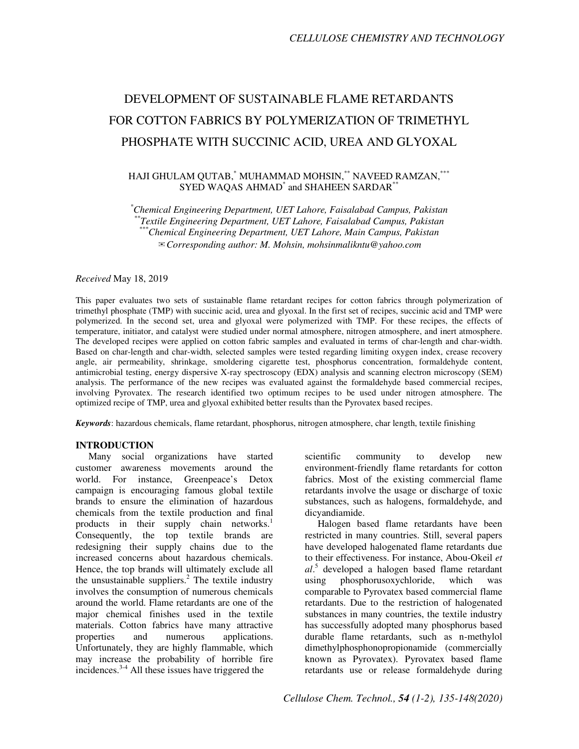# DEVELOPMENT OF SUSTAINABLE FLAME RETARDANTS FOR COTTON FABRICS BY POLYMERIZATION OF TRIMETHYL PHOSPHATE WITH SUCCINIC ACID, UREA AND GLYOXAL

HAJI GHULAM QUTAB,[*] MUHAMMAD MOHSIN,[**] NAVEED RAMZAN,[***] SYED WAQAS AHMAD[*] and SHAHEEN SARDAR[**]

[*]*Chemical Engineering Department, UET Lahore, Faisalabad Campus, Pakistan*
[**]*Textile Engineering Department, UET Lahore, Faisalabad Campus, Pakistan*
[***]*Chemical Engineering Department, UET Lahore, Main Campus, Pakistan*
✉*Corresponding author: M. Mohsin, mohsinmaliknt u@yahoo.com*

*Received* May 18, 2019

This paper evaluates two sets of sustainable flame retardant recipes for cotton fabrics through polymerization of trimethyl phosphate (TMP) with succinic acid, urea and glyoxal. In the first set of recipes, succinic acid and TMP were polymerized. In the second set, urea and glyoxal were polymerized with TMP. For these recipes, the effects of temperature, initiator, and catalyst were studied under normal atmosphere, nitrogen atmosphere, and inert atmosphere. The developed recipes were applied on cotton fabric samples and evaluated in terms of char-length and char-width. Based on char-length and char-width, selected samples were tested regarding limiting oxygen index, crease recovery angle, air permeability, shrinkage, smoldering cigarette test, phosphorus concentration, formaldehyde content, antimicrobial testing, energy dispersive X-ray spectroscopy (EDX) analysis and scanning electron microscopy (SEM) analysis. The performance of the new recipes was evaluated against the formaldehyde based commercial recipes, involving Pyrovatex. The research identified two optimum recipes to be used under nitrogen atmosphere. The optimized recipe of TMP, urea and glyoxal exhibited better results than the Pyrovatex based recipes.

***Keywords***: hazardous chemicals, flame retardant, phosphorus, nitrogen atmosphere, char length, textile finishing

## INTRODUCTION

Many social organizations have started customer awareness movements around the world. For instance, Greenpeace's Detox campaign is encouraging famous global textile brands to ensure the elimination of hazardous chemicals from the textile production and final products in their supply chain networks.[1] Consequently, the top textile brands are redesigning their supply chains due to the increased concerns about hazardous chemicals. Hence, the top brands will ultimately exclude all the unsustainable suppliers.[2] The textile industry involves the consumption of numerous chemicals around the world. Flame retardants are one of the major chemical finishes used in the textile materials. Cotton fabrics have many attractive properties and numerous applications. Unfortunately, they are highly flammable, which may increase the probability of horrible fire incidences.[3-4] All these issues have triggered the scientific community to develop new environment-friendly flame retardants for cotton fabrics. Most of the existing commercial flame retardants involve the usage or discharge of toxic substances, such as halogens, formaldehyde, and dicyandiamide.

Halogen based flame retardants have been restricted in many countries. Still, several papers have developed halogenated flame retardants due to their effectiveness. For instance, Abou-Okeil *et al*.[5] developed a halogen based flame retardant using phosphorusoxychloride, which was comparable to Pyrovatex based commercial flame retardants. Due to the restriction of halogenated substances in many countries, the textile industry has successfully adopted many phosphorus based durable flame retardants, such as n-methylol dimethylphosphonopropionamide (commercially known as Pyrovatex). Pyrovatex based flame retardants use or release formaldehyde during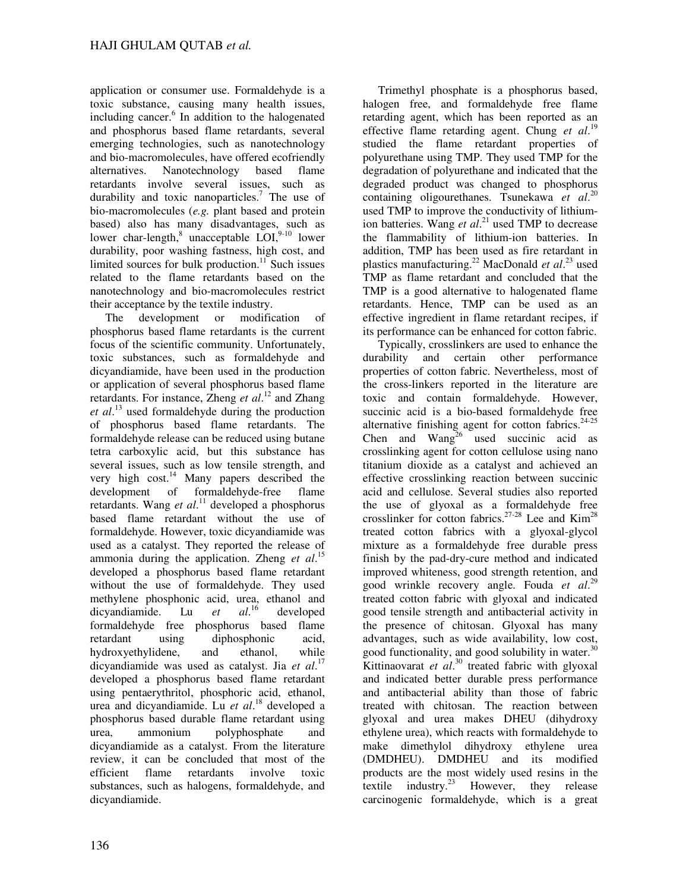application or consumer use. Formaldehyde is a toxic substance, causing many health issues, including cancer.[6] In addition to the halogenated and phosphorus based flame retardants, several emerging technologies, such as nanotechnology and bio-macromolecules, have offered ecofriendly alternatives. Nanotechnology based flame retardants involve several issues, such as durability and toxic nanoparticles.[7] The use of bio-macromolecules (*e.g.* plant based and protein based) also has many disadvantages, such as lower char-length,[8] unacceptable LOI,[9-10] lower durability, poor washing fastness, high cost, and limited sources for bulk production.[11] Such issues related to the flame retardants based on the nanotechnology and bio-macromolecules restrict their acceptance by the textile industry.

The development or modification of phosphorus based flame retardants is the current focus of the scientific community. Unfortunately, toxic substances, such as formaldehyde and dicyandiamide, have been used in the production or application of several phosphorus based flame retardants. For instance, Zheng *et al*.[12] and Zhang *et al*.[13] used formaldehyde during the production of phosphorus based flame retardants. The formaldehyde release can be reduced using butane tetra carboxylic acid, but this substance has several issues, such as low tensile strength, and very high cost.[14] Many papers described the development of formaldehyde-free flame retardants. Wang *et al*.[11] developed a phosphorus based flame retardant without the use of formaldehyde. However, toxic dicyandiamide was used as a catalyst. They reported the release of ammonia during the application. Zheng *et al*.[15] developed a phosphorus based flame retardant without the use of formaldehyde. They used methylene phosphonic acid, urea, ethanol and dicyandiamide. Lu *et al*.[16] developed formaldehyde free phosphorus based flame retardant using diphosphonic acid, hydroxyethylidene, and ethanol, while dicyandiamide was used as catalyst. Jia *et al*.[17] developed a phosphorus based flame retardant using pentaerythritol, phosphoric acid, ethanol, urea and dicyandiamide. Lu *et al*.[18] developed a phosphorus based durable flame retardant using urea, ammonium polyphosphate and dicyandiamide as a catalyst. From the literature review, it can be concluded that most of the efficient flame retardants involve toxic substances, such as halogens, formaldehyde, and dicyandiamide.

Trimethyl phosphate is a phosphorus based, halogen free, and formaldehyde free flame retarding agent, which has been reported as an effective flame retarding agent. Chung *et al*.[19] studied the flame retardant properties of polyurethane using TMP. They used TMP for the degradation of polyurethane and indicated that the degraded product was changed to phosphorus containing oligourethanes. Tsunekawa *et al*.[20] used TMP to improve the conductivity of lithium-ion batteries. Wang *et al*.[21] used TMP to decrease the flammability of lithium-ion batteries. In addition, TMP has been used as fire retardant in plastics manufacturing.[22] MacDonald *et al*.[23] used TMP as flame retardant and concluded that the TMP is a good alternative to halogenated flame retardants. Hence, TMP can be used as an effective ingredient in flame retardant recipes, if its performance can be enhanced for cotton fabric.

Typically, crosslinkers are used to enhance the durability and certain other performance properties of cotton fabric. Nevertheless, most of the cross-linkers reported in the literature are toxic and contain formaldehyde. However, succinic acid is a bio-based formaldehyde free alternative finishing agent for cotton fabrics.[24-25] Chen and Wang[26] used succinic acid as crosslinking agent for cotton cellulose using nano titanium dioxide as a catalyst and achieved an effective crosslinking reaction between succinic acid and cellulose. Several studies also reported the use of glyoxal as a formaldehyde free crosslinker for cotton fabrics.[27-28] Lee and Kim[28] treated cotton fabrics with a glyoxal-glycol mixture as a formaldehyde free durable press finish by the pad-dry-cure method and indicated improved whiteness, good strength retention, and good wrinkle recovery angle. Fouda *et al*.[29] treated cotton fabric with glyoxal and indicated good tensile strength and antibacterial activity in the presence of chitosan. Glyoxal has many advantages, such as wide availability, low cost, good functionality, and good solubility in water.[30] Kittinaovarat *et al*.[30] treated fabric with glyoxal and indicated better durable press performance and antibacterial ability than those of fabric treated with chitosan. The reaction between glyoxal and urea makes DHEU (dihydroxy ethylene urea), which reacts with formaldehyde to make dimethylol dihydroxy ethylene urea (DMDHEU). DMDHEU and its modified products are the most widely used resins in the textile industry.[23] However, they release carcinogenic formaldehyde, which is a great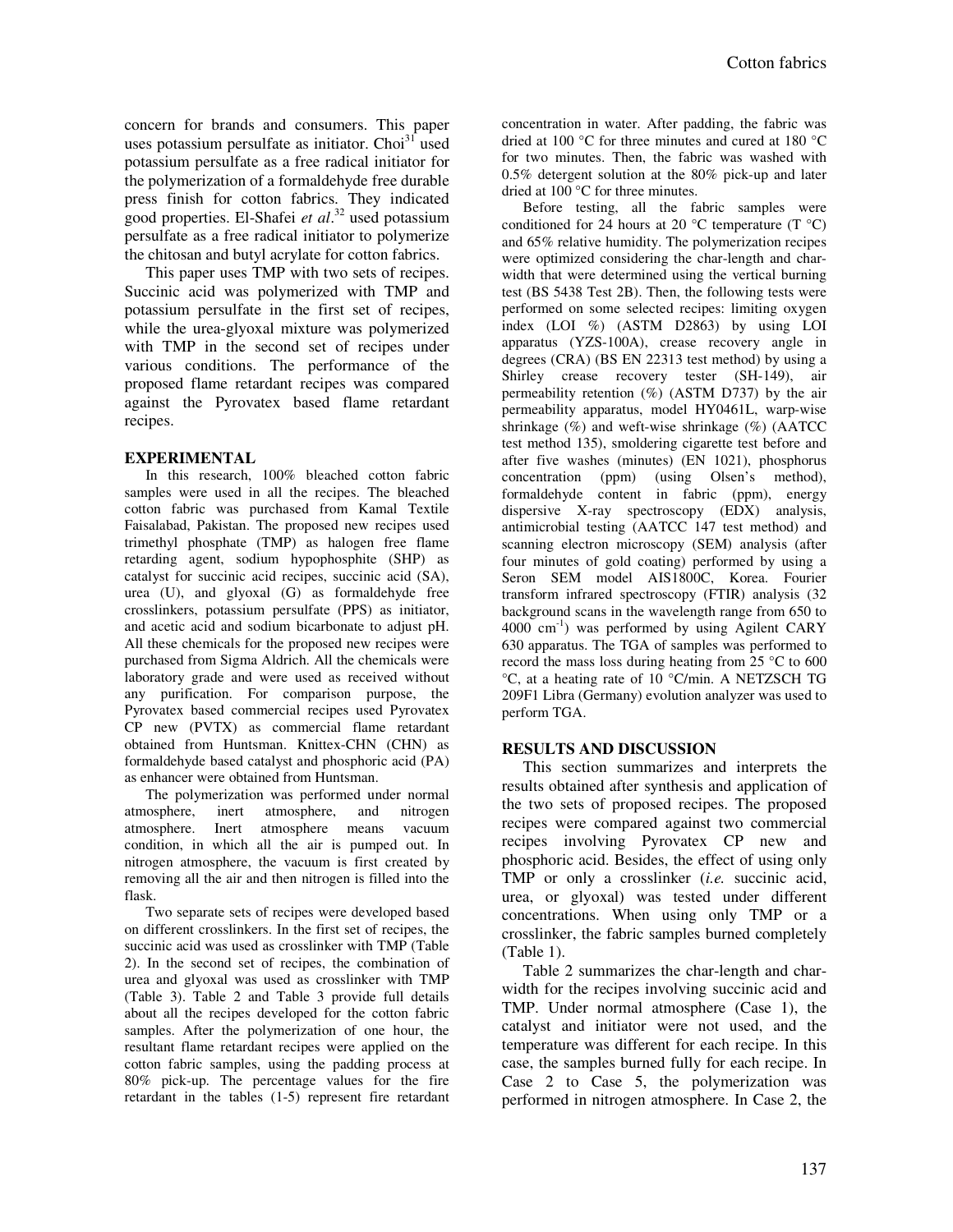concern for brands and consumers. This paper uses potassium persulfate as initiator. Choi[31] used potassium persulfate as a free radical initiator for the polymerization of a formaldehyde free durable press finish for cotton fabrics. They indicated good properties. El-Shafei *et al*.[32] used potassium persulfate as a free radical initiator to polymerize the chitosan and butyl acrylate for cotton fabrics.

This paper uses TMP with two sets of recipes. Succinic acid was polymerized with TMP and potassium persulfate in the first set of recipes, while the urea-glyoxal mixture was polymerized with TMP in the second set of recipes under various conditions. The performance of the proposed flame retardant recipes was compared against the Pyrovatex based flame retardant recipes.

## EXPERIMENTAL

In this research, 100% bleached cotton fabric samples were used in all the recipes. The bleached cotton fabric was purchased from Kamal Textile Faisalabad, Pakistan. The proposed new recipes used trimethyl phosphate (TMP) as halogen free flame retarding agent, sodium hypophosphite (SHP) as catalyst for succinic acid recipes, succinic acid (SA), urea (U), and glyoxal (G) as formaldehyde free crosslinkers, potassium persulfate (PPS) as initiator, and acetic acid and sodium bicarbonate to adjust pH. All these chemicals for the proposed new recipes were purchased from Sigma Aldrich. All the chemicals were laboratory grade and were used as received without any purification. For comparison purpose, the Pyrovatex based commercial recipes used Pyrovatex CP new (PVTX) as commercial flame retardant obtained from Huntsman. Knittex-CHN (CHN) as formaldehyde based catalyst and phosphoric acid (PA) as enhancer were obtained from Huntsman.

The polymerization was performed under normal atmosphere, inert atmosphere, and nitrogen atmosphere. Inert atmosphere means vacuum condition, in which all the air is pumped out. In nitrogen atmosphere, the vacuum is first created by removing all the air and then nitrogen is filled into the flask.

Two separate sets of recipes were developed based on different crosslinkers. In the first set of recipes, the succinic acid was used as crosslinker with TMP (Table 2). In the second set of recipes, the combination of urea and glyoxal was used as crosslinker with TMP (Table 3). Table 2 and Table 3 provide full details about all the recipes developed for the cotton fabric samples. After the polymerization of one hour, the resultant flame retardant recipes were applied on the cotton fabric samples, using the padding process at 80% pick-up. The percentage values for the fire retardant in the tables (1-5) represent fire retardant concentration in water. After padding, the fabric was dried at 100 °C for three minutes and cured at 180 °C for two minutes. Then, the fabric was washed with 0.5% detergent solution at the 80% pick-up and later dried at 100 °C for three minutes.

Before testing, all the fabric samples were conditioned for 24 hours at 20 °C temperature (T °C) and 65% relative humidity. The polymerization recipes were optimized considering the char-length and char-width that were determined using the vertical burning test (BS 5438 Test 2B). Then, the following tests were performed on some selected recipes: limiting oxygen index (LOI %) (ASTM D2863) by using LOI apparatus (YZS-100A), crease recovery angle in degrees (CRA) (BS EN 22313 test method) by using a Shirley crease recovery tester (SH-149), air permeability retention (%) (ASTM D737) by the air permeability apparatus, model HY0461L, warp-wise shrinkage (%) and weft-wise shrinkage (%) (AATCC test method 135), smoldering cigarette test before and after five washes (minutes) (EN 1021), phosphorus concentration (ppm) (using Olsen's method), formaldehyde content in fabric (ppm), energy dispersive X-ray spectroscopy (EDX) analysis, antimicrobial testing (AATCC 147 test method) and scanning electron microscopy (SEM) analysis (after four minutes of gold coating) performed by using a Seron SEM model AIS1800C, Korea. Fourier transform infrared spectroscopy (FTIR) analysis (32 background scans in the wavelength range from 650 to 4000 $cm^{-1}$) was performed by using Agilent CARY 630 apparatus. The TGA of samples was performed to record the mass loss during heating from 25 °C to 600 °C, at a heating rate of 10 °C/min. A NETZSCH TG 209F1 Libra (Germany) evolution analyzer was used to perform TGA.

## RESULTS AND DISCUSSION

This section summarizes and interprets the results obtained after synthesis and application of the two sets of proposed recipes. The proposed recipes were compared against two commercial recipes involving Pyrovatex CP new and phosphoric acid. Besides, the effect of using only TMP or only a crosslinker (*i.e.* succinic acid, urea, or glyoxal) was tested under different concentrations. When using only TMP or a crosslinker, the fabric samples burned completely (Table 1).

Table 2 summarizes the char-length and char-width for the recipes involving succinic acid and TMP. Under normal atmosphere (Case 1), the catalyst and initiator were not used, and the temperature was different for each recipe. In this case, the samples burned fully for each recipe. In Case 2 to Case 5, the polymerization was performed in nitrogen atmosphere. In Case 2, the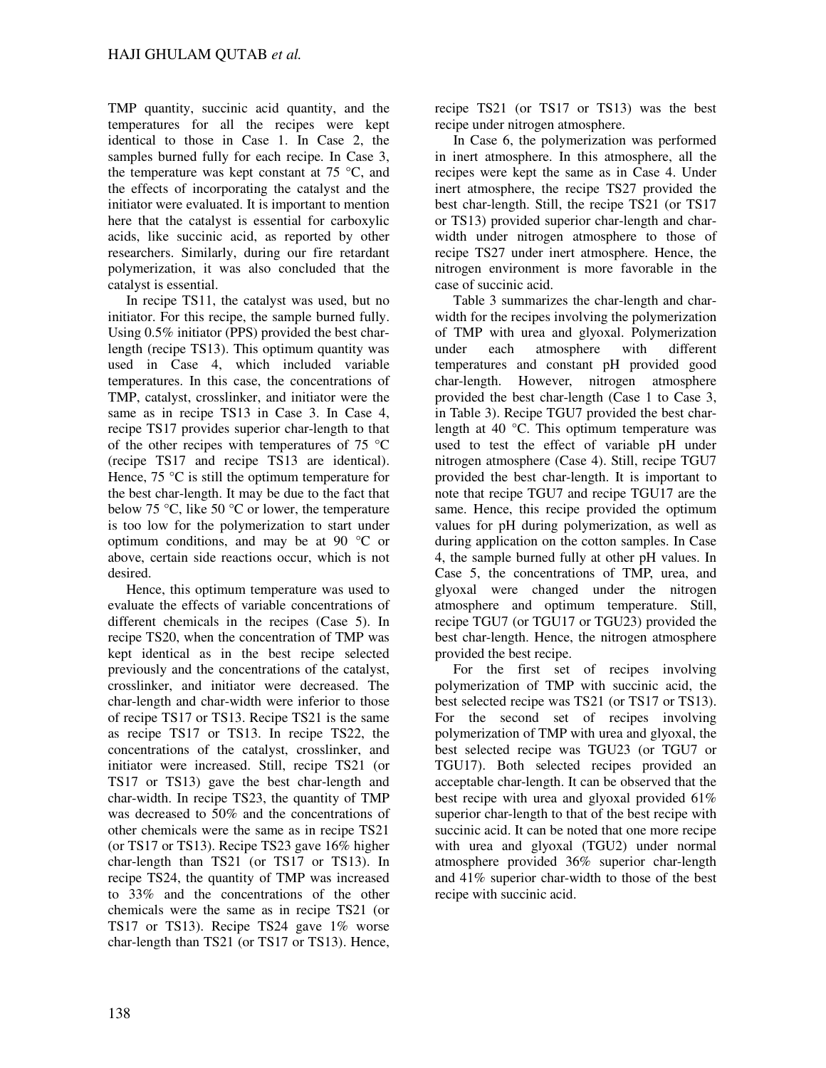TMP quantity, succinic acid quantity, and the temperatures for all the recipes were kept identical to those in Case 1. In Case 2, the samples burned fully for each recipe. In Case 3, the temperature was kept constant at 75 °C, and the effects of incorporating the catalyst and the initiator were evaluated. It is important to mention here that the catalyst is essential for carboxylic acids, like succinic acid, as reported by other researchers. Similarly, during our fire retardant polymerization, it was also concluded that the catalyst is essential.

In recipe TS11, the catalyst was used, but no initiator. For this recipe, the sample burned fully. Using 0.5% initiator (PPS) provided the best char-length (recipe TS13). This optimum quantity was used in Case 4, which included variable temperatures. In this case, the concentrations of TMP, catalyst, crosslinker, and initiator were the same as in recipe TS13 in Case 3. In Case 4, recipe TS17 provides superior char-length to that of the other recipes with temperatures of 75 °C (recipe TS17 and recipe TS13 are identical). Hence, 75 °C is still the optimum temperature for the best char-length. It may be due to the fact that below 75 °C, like 50 °C or lower, the temperature is too low for the polymerization to start under optimum conditions, and may be at 90 °C or above, certain side reactions occur, which is not desired.

Hence, this optimum temperature was used to evaluate the effects of variable concentrations of different chemicals in the recipes (Case 5). In recipe TS20, when the concentration of TMP was kept identical as in the best recipe selected previously and the concentrations of the catalyst, crosslinker, and initiator were decreased. The char-length and char-width were inferior to those of recipe TS17 or TS13. Recipe TS21 is the same as recipe TS17 or TS13. In recipe TS22, the concentrations of the catalyst, crosslinker, and initiator were increased. Still, recipe TS21 (or TS17 or TS13) gave the best char-length and char-width. In recipe TS23, the quantity of TMP was decreased to 50% and the concentrations of other chemicals were the same as in recipe TS21 (or TS17 or TS13). Recipe TS23 gave 16% higher char-length than TS21 (or TS17 or TS13). In recipe TS24, the quantity of TMP was increased to 33% and the concentrations of the other chemicals were the same as in recipe TS21 (or TS17 or TS13). Recipe TS24 gave 1% worse char-length than TS21 (or TS17 or TS13). Hence, recipe TS21 (or TS17 or TS13) was the best recipe under nitrogen atmosphere.

In Case 6, the polymerization was performed in inert atmosphere. In this atmosphere, all the recipes were kept the same as in Case 4. Under inert atmosphere, the recipe TS27 provided the best char-length. Still, the recipe TS21 (or TS17 or TS13) provided superior char-length and char-width under nitrogen atmosphere to those of recipe TS27 under inert atmosphere. Hence, the nitrogen environment is more favorable in the case of succinic acid.

Table 3 summarizes the char-length and char-width for the recipes involving the polymerization of TMP with urea and glyoxal. Polymerization under each atmosphere with different temperatures and constant pH provided good char-length. However, nitrogen atmosphere provided the best char-length (Case 1 to Case 3, in Table 3). Recipe TGU7 provided the best char-length at 40 °C. This optimum temperature was used to test the effect of variable pH under nitrogen atmosphere (Case 4). Still, recipe TGU7 provided the best char-length. It is important to note that recipe TGU7 and recipe TGU17 are the same. Hence, this recipe provided the optimum values for pH during polymerization, as well as during application on the cotton samples. In Case 4, the sample burned fully at other pH values. In Case 5, the concentrations of TMP, urea, and glyoxal were changed under the nitrogen atmosphere and optimum temperature. Still, recipe TGU7 (or TGU17 or TGU23) provided the best char-length. Hence, the nitrogen atmosphere provided the best recipe.

For the first set of recipes involving polymerization of TMP with succinic acid, the best selected recipe was TS21 (or TS17 or TS13). For the second set of recipes involving polymerization of TMP with urea and glyoxal, the best selected recipe was TGU23 (or TGU7 or TGU17). Both selected recipes provided an acceptable char-length. It can be observed that the best recipe with urea and glyoxal provided 61% superior char-length to that of the best recipe with succinic acid. It can be noted that one more recipe with urea and glyoxal (TGU2) under normal atmosphere provided 36% superior char-length and 41% superior char-width to those of the best recipe with succinic acid.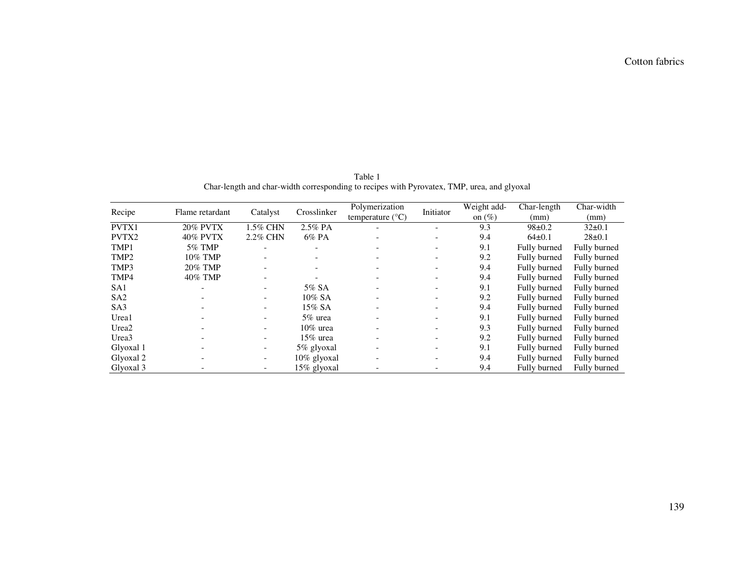Cotton fabrics

Table 1
Char-length and char-width corresponding to recipes with Pyrovatex, TMP, urea, and glyoxal

| Recipe | Flame retardant | Catalyst | Crosslinker | Polymerization temperature (°C) | Initiator | Weight add-on (%) | Char-length (mm) | Char-width (mm) |
|---|---|---|---|---|---|---|---|---|
| PVTX1 | 20% PVTX | 1.5% CHN | 2.5% PA | - | - | 9.3 | 98±0.2 | 32±0.1 |
| PVTX2 | 40% PVTX | 2.2% CHN | 6% PA | - | - | 9.4 | 64±0.1 | 28±0.1 |
| TMP1 | 5% TMP | - | - | - | - | 9.1 | Fully burned | Fully burned |
| TMP2 | 10% TMP | - | - | - | - | 9.2 | Fully burned | Fully burned |
| TMP3 | 20% TMP | - | - | - | - | 9.4 | Fully burned | Fully burned |
| TMP4 | 40% TMP | - | - | - | - | 9.4 | Fully burned | Fully burned |
| SA1 | - | - | 5% SA | - | - | 9.1 | Fully burned | Fully burned |
| SA2 | - | - | 10% SA | - | - | 9.2 | Fully burned | Fully burned |
| SA3 | - | - | 15% SA | - | - | 9.4 | Fully burned | Fully burned |
| Urea1 | - | - | 5% urea | - | - | 9.1 | Fully burned | Fully burned |
| Urea2 | - | - | 10% urea | - | - | 9.3 | Fully burned | Fully burned |
| Urea3 | - | - | 15% urea | - | - | 9.2 | Fully burned | Fully burned |
| Glyoxal 1 | - | - | 5% glyoxal | - | - | 9.1 | Fully burned | Fully burned |
| Glyoxal 2 | - | - | 10% glyoxal | - | - | 9.4 | Fully burned | Fully burned |
| Glyoxal 3 | - | - | 15% glyoxal | - | - | 9.4 | Fully burned | Fully burned |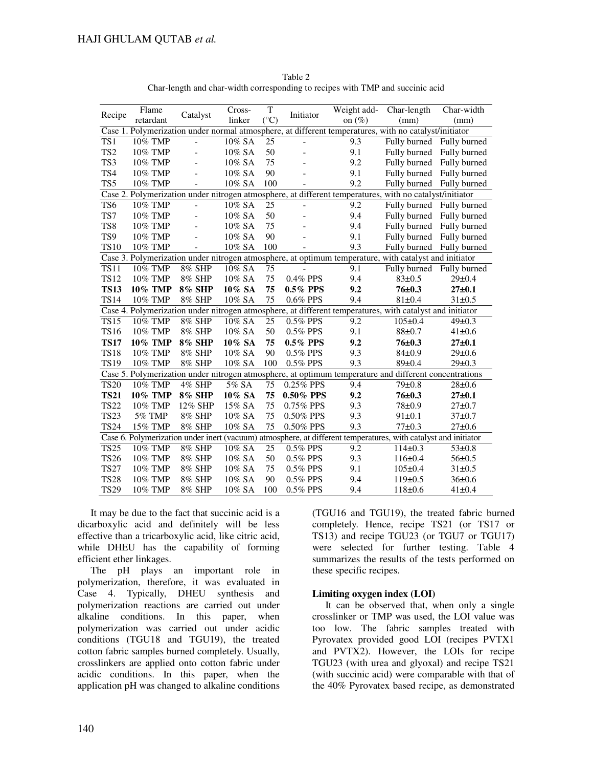Table 2
Char-length and char-width corresponding to recipes with TMP and succinic acid

| Recipe | Flame retardant | Catalyst | Cross-linker | T (°C) | Initiator | Weight add-on (%) | Char-length (mm) | Char-width (mm) |
|---|---|---|---|---|---|---|---|---|
| Case 1. Polymerization under normal atmosphere, at different temperatures, with no catalyst/initiator | | | | | | | | |
| TS1 | 10% TMP | - | 10% SA | 25 | - | 9.3 | Fully burned | Fully burned |
| TS2 | 10% TMP | - | 10% SA | 50 | - | 9.1 | Fully burned | Fully burned |
| TS3 | 10% TMP | - | 10% SA | 75 | - | 9.2 | Fully burned | Fully burned |
| TS4 | 10% TMP | - | 10% SA | 90 | - | 9.1 | Fully burned | Fully burned |
| TS5 | 10% TMP | - | 10% SA | 100 | - | 9.2 | Fully burned | Fully burned |
| Case 2. Polymerization under nitrogen atmosphere, at different temperatures, with no catalyst/initiator | | | | | | | | |
| TS6 | 10% TMP | - | 10% SA | 25 | - | 9.2 | Fully burned | Fully burned |
| TS7 | 10% TMP | - | 10% SA | 50 | - | 9.4 | Fully burned | Fully burned |
| TS8 | 10% TMP | - | 10% SA | 75 | - | 9.4 | Fully burned | Fully burned |
| TS9 | 10% TMP | - | 10% SA | 90 | - | 9.1 | Fully burned | Fully burned |
| TS10 | 10% TMP | - | 10% SA | 100 | - | 9.3 | Fully burned | Fully burned |
| Case 3. Polymerization under nitrogen atmosphere, at optimum temperature, with catalyst and initiator | | | | | | | | |
| TS11 | 10% TMP | 8% SHP | 10% SA | 75 | - | 9.1 | Fully burned | Fully burned |
| TS12 | 10% TMP | 8% SHP | 10% SA | 75 | 0.4% PPS | 9.4 | 83±0.5 | 29±0.4 |
| **TS13** | **10% TMP** | **8% SHP** | **10% SA** | **75** | **0.5% PPS** | **9.2** | **76±0.3** | **27±0.1** |
| TS14 | 10% TMP | 8% SHP | 10% SA | 75 | 0.6% PPS | 9.4 | 81±0.4 | 31±0.5 |
| Case 4. Polymerization under nitrogen atmosphere, at different temperatures, with catalyst and initiator | | | | | | | | |
| TS15 | 10% TMP | 8% SHP | 10% SA | 25 | 0.5% PPS | 9.2 | 105±0.4 | 49±0.3 |
| TS16 | 10% TMP | 8% SHP | 10% SA | 50 | 0.5% PPS | 9.1 | 88±0.7 | 41±0.6 |
| **TS17** | **10% TMP** | **8% SHP** | **10% SA** | **75** | **0.5% PPS** | **9.2** | **76±0.3** | **27±0.1** |
| TS18 | 10% TMP | 8% SHP | 10% SA | 90 | 0.5% PPS | 9.3 | 84±0.9 | 29±0.6 |
| TS19 | 10% TMP | 8% SHP | 10% SA | 100 | 0.5% PPS | 9.3 | 89±0.4 | 29±0.3 |
| Case 5. Polymerization under nitrogen atmosphere, at optimum temperature and different concentrations | | | | | | | | |
| TS20 | 10% TMP | 4% SHP | 5% SA | 75 | 0.25% PPS | 9.4 | 79±0.8 | 28±0.6 |
| **TS21** | **10% TMP** | **8% SHP** | **10% SA** | **75** | **0.50% PPS** | **9.2** | **76±0.3** | **27±0.1** |
| TS22 | 10% TMP | 12% SHP | 15% SA | 75 | 0.75% PPS | 9.3 | 78±0.9 | 27±0.7 |
| TS23 | 5% TMP | 8% SHP | 10% SA | 75 | 0.50% PPS | 9.3 | 91±0.1 | 37±0.7 |
| TS24 | 15% TMP | 8% SHP | 10% SA | 75 | 0.50% PPS | 9.3 | 77±0.3 | 27±0.6 |
| Case 6. Polymerization under inert (vacuum) atmosphere, at different temperatures, with catalyst and initiator | | | | | | | | |
| TS25 | 10% TMP | 8% SHP | 10% SA | 25 | 0.5% PPS | 9.2 | 114±0.3 | 53±0.8 |
| TS26 | 10% TMP | 8% SHP | 10% SA | 50 | 0.5% PPS | 9.3 | 116±0.4 | 56±0.5 |
| TS27 | 10% TMP | 8% SHP | 10% SA | 75 | 0.5% PPS | 9.1 | 105±0.4 | 31±0.5 |
| TS28 | 10% TMP | 8% SHP | 10% SA | 90 | 0.5% PPS | 9.4 | 119±0.5 | 36±0.6 |
| TS29 | 10% TMP | 8% SHP | 10% SA | 100 | 0.5% PPS | 9.4 | 118±0.6 | 41±0.4 |

It may be due to the fact that succinic acid is a dicarboxylic acid and definitely will be less effective than a tricarboxylic acid, like citric acid, while DHEU has the capability of forming efficient ether linkages.

The pH plays an important role in polymerization, therefore, it was evaluated in Case 4. Typically, DHEU synthesis and polymerization reactions are carried out under alkaline conditions. In this paper, when polymerization was carried out under acidic conditions (TGU18 and TGU19), the treated cotton fabric samples burned completely. Usually, crosslinkers are applied onto cotton fabric under acidic conditions. In this paper, when the application pH was changed to alkaline conditions (TGU16 and TGU19), the treated fabric burned completely. Hence, recipe TS21 (or TS17 or TS13) and recipe TGU23 (or TGU7 or TGU17) were selected for further testing. Table 4 summarizes the results of the tests performed on these specific recipes.

### Limiting oxygen index (LOI)

It can be observed that, when only a single crosslinker or TMP was used, the LOI value was too low. The fabric samples treated with Pyrovatex provided good LOI (recipes PVTX1 and PVTX2). However, the LOIs for recipe TGU23 (with urea and glyoxal) and recipe TS21 (with succinic acid) were comparable with that of the 40% Pyrovatex based recipe, as demonstrated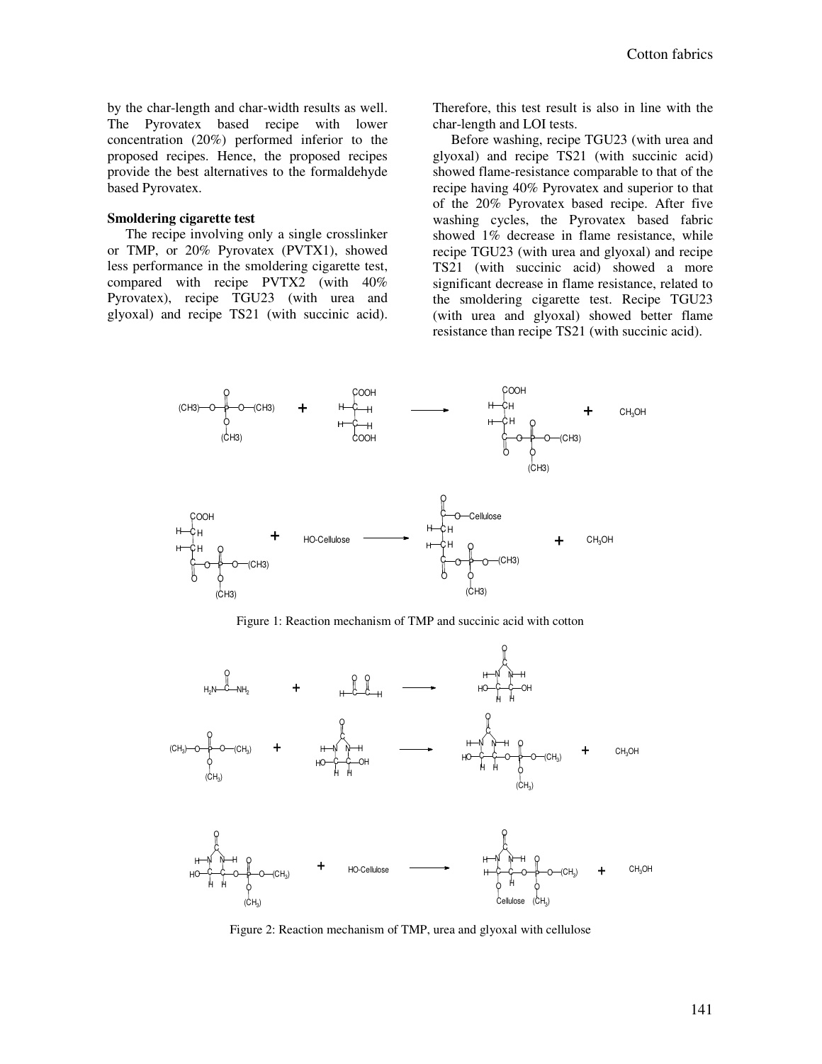by the char-length and char-width results as well. The Pyrovatex based recipe with lower concentration (20%) performed inferior to the proposed recipes. Hence, the proposed recipes provide the best alternatives to the formaldehyde based Pyrovatex.

**Smoldering cigarette test**

The recipe involving only a single crosslinker or TMP, or 20% Pyrovatex (PVTX1), showed less performance in the smoldering cigarette test, compared with recipe PVTX2 (with 40% Pyrovatex), recipe TGU23 (with urea and glyoxal) and recipe TS21 (with succinic acid). Therefore, this test result is also in line with the char-length and LOI tests.

Before washing, recipe TGU23 (with urea and glyoxal) and recipe TS21 (with succinic acid) showed flame-resistance comparable to that of the recipe having 40% Pyrovatex and superior to that of the 20% Pyrovatex based recipe. After five washing cycles, the Pyrovatex based fabric showed 1% decrease in flame resistance, while recipe TGU23 (with urea and glyoxal) and recipe TS21 (with succinic acid) showed a more significant decrease in flame resistance, related to the smoldering cigarette test. Recipe TGU23 (with urea and glyoxal) showed better flame resistance than recipe TS21 (with succinic acid).

Figure 1: Reaction mechanism of TMP and succinic acid with cotton

Figure 2: Reaction mechanism of TMP, urea and glyoxal with cellulose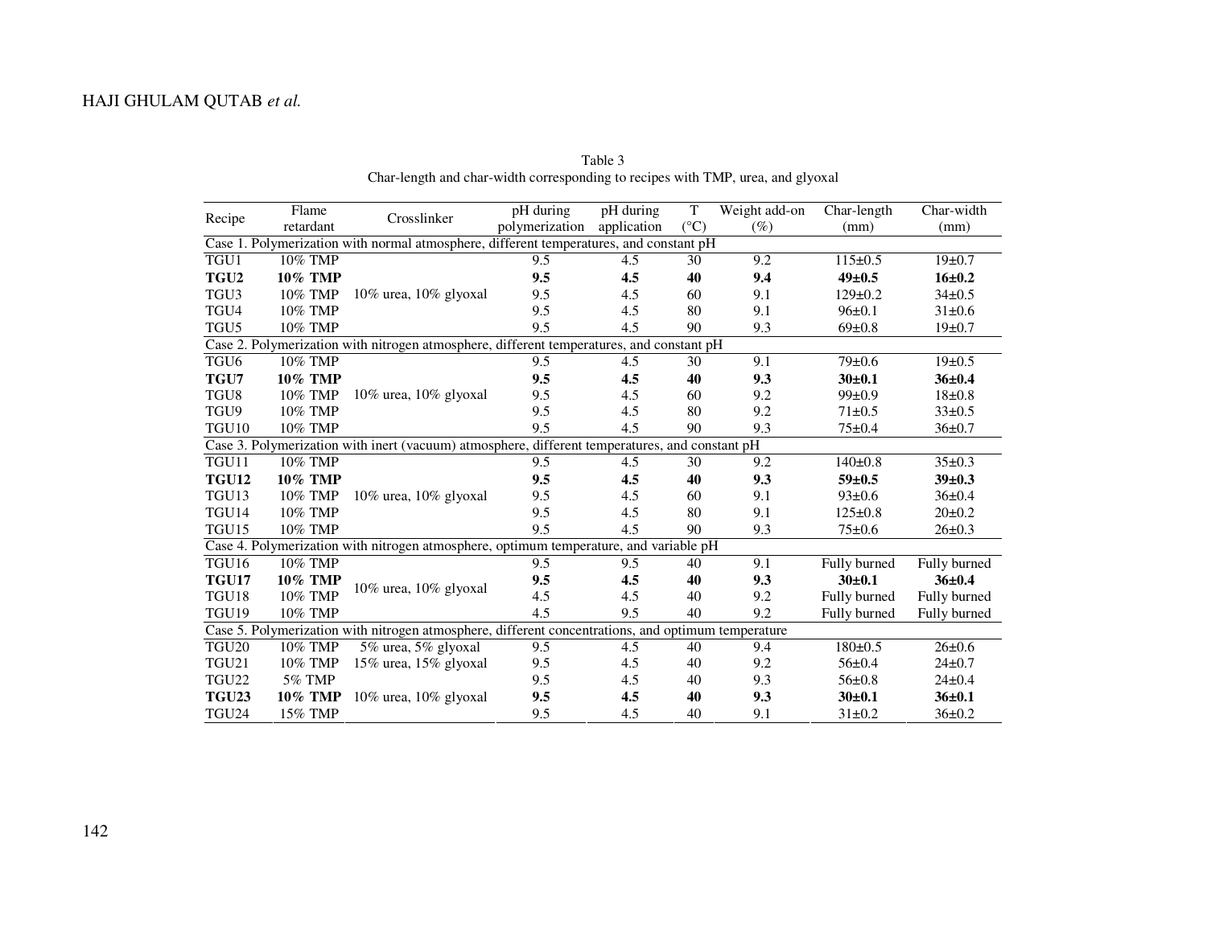Table 3
Char-length and char-width corresponding to recipes with TMP, urea, and glyoxal

| Recipe | Flame retardant | Crosslinker | pH during polymerization | pH during application | T (°C) | Weight add-on (%) | Char-length (mm) | Char-width (mm) |
|---|---|---|---|---|---|---|---|---|
| Case 1. Polymerization with normal atmosphere, different temperatures, and constant pH | | | | | | | | |
| TGU1 | 10% TMP | 10% urea, 10% glyoxal | 9.5 | 4.5 | 30 | 9.2 | 115±0.5 | 19±0.7 |
| **TGU2** | **10% TMP** | | **9.5** | **4.5** | **40** | **9.4** | **49±0.5** | **16±0.2** |
| TGU3 | 10% TMP | | 9.5 | 4.5 | 60 | 9.1 | 129±0.2 | 34±0.5 |
| TGU4 | 10% TMP | | 9.5 | 4.5 | 80 | 9.1 | 96±0.1 | 31±0.6 |
| TGU5 | 10% TMP | | 9.5 | 4.5 | 90 | 9.3 | 69±0.8 | 19±0.7 |
| Case 2. Polymerization with nitrogen atmosphere, different temperatures, and constant pH | | | | | | | | |
| TGU6 | 10% TMP | 10% urea, 10% glyoxal | 9.5 | 4.5 | 30 | 9.1 | 79±0.6 | 19±0.5 |
| **TGU7** | **10% TMP** | | **9.5** | **4.5** | **40** | **9.3** | **30±0.1** | **36±0.4** |
| TGU8 | 10% TMP | | 9.5 | 4.5 | 60 | 9.2 | 99±0.9 | 18±0.8 |
| TGU9 | 10% TMP | | 9.5 | 4.5 | 80 | 9.2 | 71±0.5 | 33±0.5 |
| TGU10 | 10% TMP | | 9.5 | 4.5 | 90 | 9.3 | 75±0.4 | 36±0.7 |
| Case 3. Polymerization with inert (vacuum) atmosphere, different temperatures, and constant pH | | | | | | | | |
| TGU11 | 10% TMP | 10% urea, 10% glyoxal | 9.5 | 4.5 | 30 | 9.2 | 140±0.8 | 35±0.3 |
| **TGU12** | **10% TMP** | | **9.5** | **4.5** | **40** | **9.3** | **59±0.5** | **39±0.3** |
| TGU13 | 10% TMP | | 9.5 | 4.5 | 60 | 9.1 | 93±0.6 | 36±0.4 |
| TGU14 | 10% TMP | | 9.5 | 4.5 | 80 | 9.1 | 125±0.8 | 20±0.2 |
| TGU15 | 10% TMP | | 9.5 | 4.5 | 90 | 9.3 | 75±0.6 | 26±0.3 |
| Case 4. Polymerization with nitrogen atmosphere, optimum temperature, and variable pH | | | | | | | | |
| TGU16 | 10% TMP | 10% urea, 10% glyoxal | 9.5 | 9.5 | 40 | 9.1 | Fully burned | Fully burned |
| **TGU17** | **10% TMP** | | **9.5** | **4.5** | **40** | **9.3** | **30±0.1** | **36±0.4** |
| TGU18 | 10% TMP | | 4.5 | 4.5 | 40 | 9.2 | Fully burned | Fully burned |
| TGU19 | 10% TMP | | 4.5 | 9.5 | 40 | 9.2 | Fully burned | Fully burned |
| Case 5. Polymerization with nitrogen atmosphere, different concentrations, and optimum temperature | | | | | | | | |
| TGU20 | 10% TMP | 5% urea, 5% glyoxal | 9.5 | 4.5 | 40 | 9.4 | 180±0.5 | 26±0.6 |
| TGU21 | 10% TMP | 15% urea, 15% glyoxal | 9.5 | 4.5 | 40 | 9.2 | 56±0.4 | 24±0.7 |
| TGU22 | 5% TMP | | 9.5 | 4.5 | 40 | 9.3 | 56±0.8 | 24±0.4 |
| **TGU23** | **10% TMP** | 10% urea, 10% glyoxal | **9.5** | **4.5** | **40** | **9.3** | **30±0.1** | **36±0.1** |
| TGU24 | 15% TMP | | 9.5 | 4.5 | 40 | 9.1 | 31±0.2 | 36±0.2 |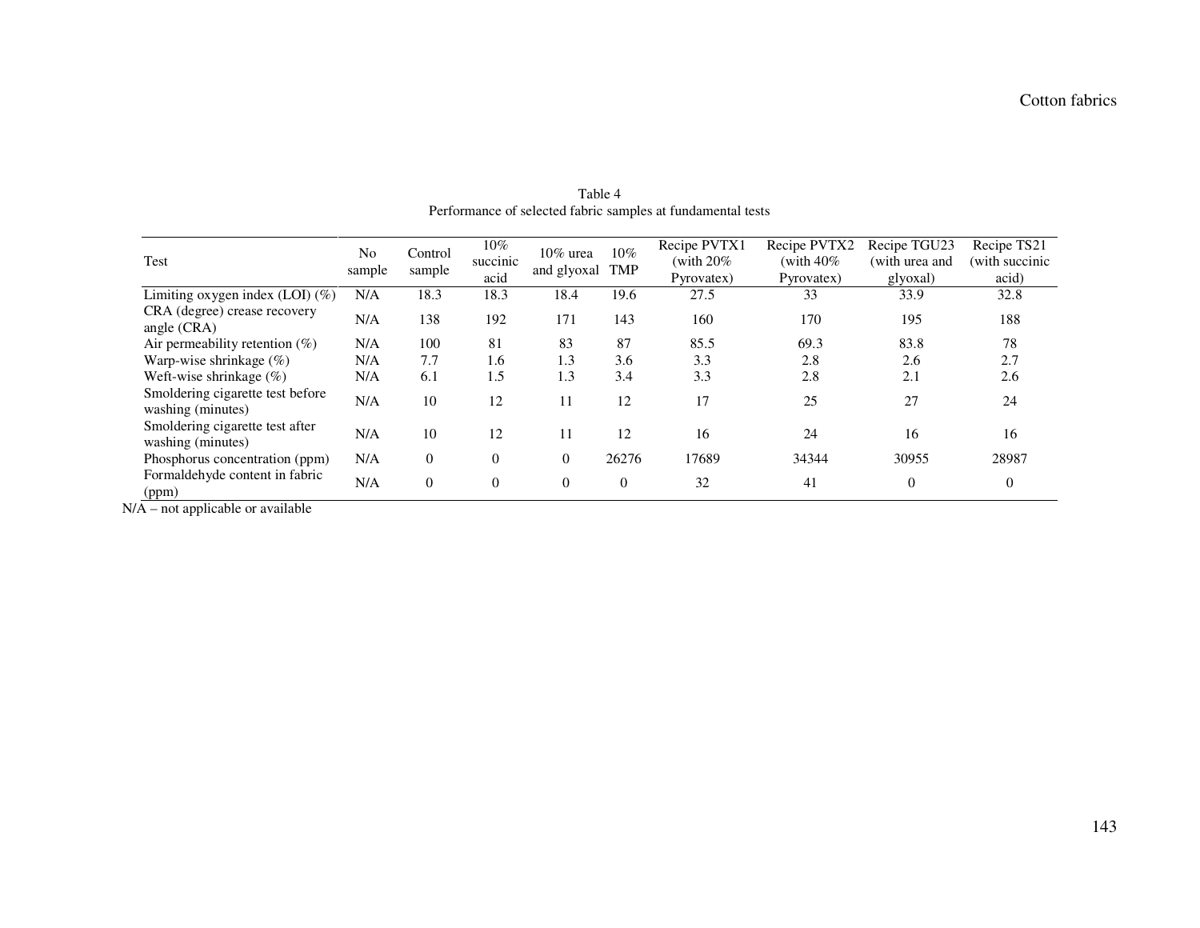Table 4
Performance of selected fabric samples at fundamental tests

| Test | No sample | Control sample | 10% succinic acid | 10% urea and glyoxal | 10% TMP | Recipe PVTX1 (with 20% Pyrovatex) | Recipe PVTX2 (with 40% Pyrovatex) | Recipe TGU23 (with urea and glyoxal) | Recipe TS21 (with succinic acid) |
|---|---|---|---|---|---|---|---|---|---|
| Limiting oxygen index (LOI) (%) | N/A | 18.3 | 18.3 | 18.4 | 19.6 | 27.5 | 33 | 33.9 | 32.8 |
| CRA (degree) crease recovery angle (CRA) | N/A | 138 | 192 | 171 | 143 | 160 | 170 | 195 | 188 |
| Air permeability retention (%) | N/A | 100 | 81 | 83 | 87 | 85.5 | 69.3 | 83.8 | 78 |
| Warp-wise shrinkage (%) | N/A | 7.7 | 1.6 | 1.3 | 3.6 | 3.3 | 2.8 | 2.6 | 2.7 |
| Weft-wise shrinkage (%) | N/A | 6.1 | 1.5 | 1.3 | 3.4 | 3.3 | 2.8 | 2.1 | 2.6 |
| Smoldering cigarette test before washing (minutes) | N/A | 10 | 12 | 11 | 12 | 17 | 25 | 27 | 24 |
| Smoldering cigarette test after washing (minutes) | N/A | 10 | 12 | 11 | 12 | 16 | 24 | 16 | 16 |
| Phosphorus concentration (ppm) | N/A | 0 | 0 | 0 | 26276 | 17689 | 34344 | 30955 | 28987 |
| Formaldehyde content in fabric (ppm) | N/A | 0 | 0 | 0 | 0 | 32 | 41 | 0 | 0 |

N/A – not applicable or available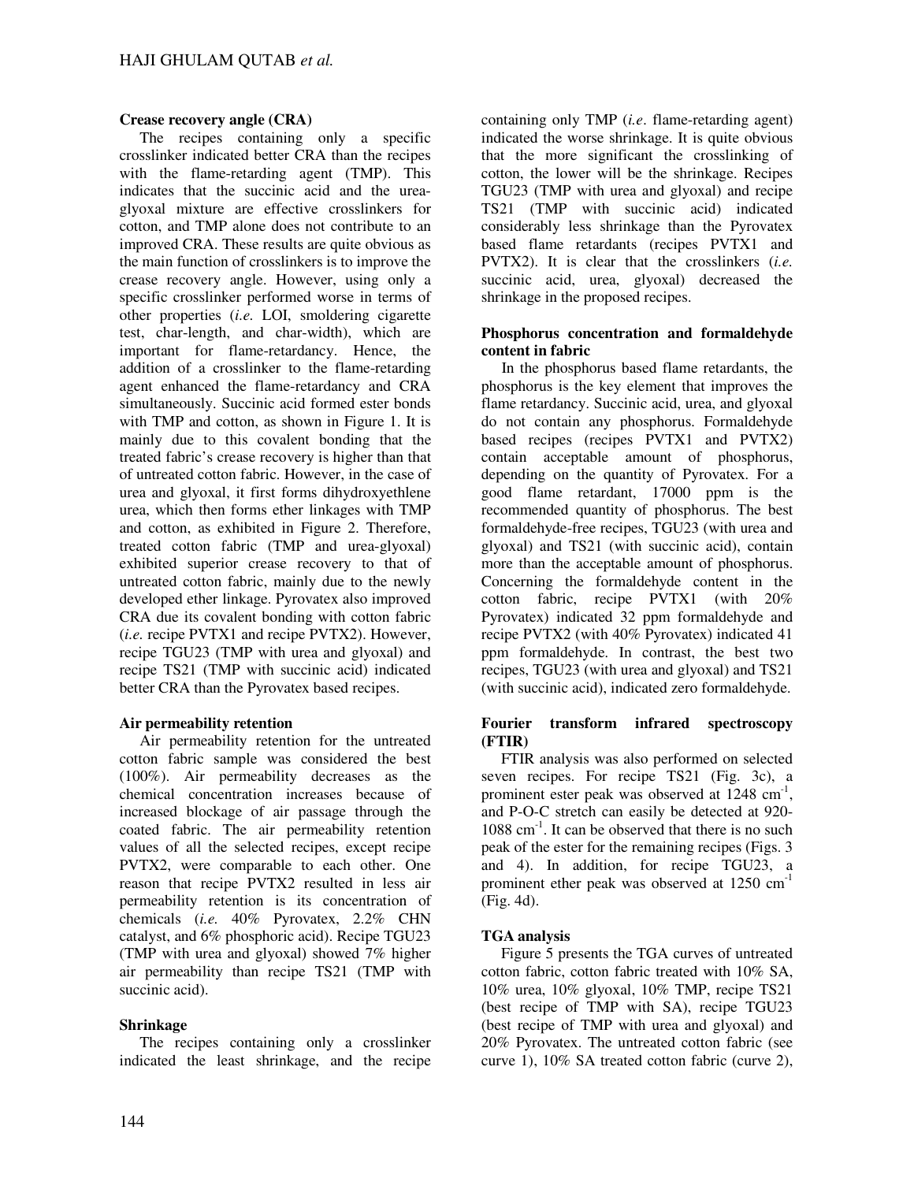### Crease recovery angle (CRA)

The recipes containing only a specific crosslinker indicated better CRA than the recipes with the flame-retarding agent (TMP). This indicates that the succinic acid and the urea-glyoxal mixture are effective crosslinkers for cotton, and TMP alone does not contribute to an improved CRA. These results are quite obvious as the main function of crosslinkers is to improve the crease recovery angle. However, using only a specific crosslinker performed worse in terms of other properties (*i.e.* LOI, smoldering cigarette test, char-length, and char-width), which are important for flame-retardancy. Hence, the addition of a crosslinker to the flame-retarding agent enhanced the flame-retardancy and CRA simultaneously. Succinic acid formed ester bonds with TMP and cotton, as shown in Figure 1. It is mainly due to this covalent bonding that the treated fabric's crease recovery is higher than that of untreated cotton fabric. However, in the case of urea and glyoxal, it first forms dihydroxyethlene urea, which then forms ether linkages with TMP and cotton, as exhibited in Figure 2. Therefore, treated cotton fabric (TMP and urea-glyoxal) exhibited superior crease recovery to that of untreated cotton fabric, mainly due to the newly developed ether linkage. Pyrovatex also improved CRA due its covalent bonding with cotton fabric (*i.e.* recipe PVTX1 and recipe PVTX2). However, recipe TGU23 (TMP with urea and glyoxal) and recipe TS21 (TMP with succinic acid) indicated better CRA than the Pyrovatex based recipes.

### Air permeability retention

Air permeability retention for the untreated cotton fabric sample was considered the best (100%). Air permeability decreases as the chemical concentration increases because of increased blockage of air passage through the coated fabric. The air permeability retention values of all the selected recipes, except recipe PVTX2, were comparable to each other. One reason that recipe PVTX2 resulted in less air permeability retention is its concentration of chemicals (*i.e.* 40% Pyrovatex, 2.2% CHN catalyst, and 6% phosphoric acid). Recipe TGU23 (TMP with urea and glyoxal) showed 7% higher air permeability than recipe TS21 (TMP with succinic acid).

### Shrinkage

The recipes containing only a crosslinker indicated the least shrinkage, and the recipe containing only TMP (*i.e.* flame-retarding agent) indicated the worse shrinkage. It is quite obvious that the more significant the crosslinking of cotton, the lower will be the shrinkage. Recipes TGU23 (TMP with urea and glyoxal) and recipe TS21 (TMP with succinic acid) indicated considerably less shrinkage than the Pyrovatex based flame retardants (recipes PVTX1 and PVTX2). It is clear that the crosslinkers (*i.e.* succinic acid, urea, glyoxal) decreased the shrinkage in the proposed recipes.

### Phosphorus concentration and formaldehyde content in fabric

In the phosphorus based flame retardants, the phosphorus is the key element that improves the flame retardancy. Succinic acid, urea, and glyoxal do not contain any phosphorus. Formaldehyde based recipes (recipes PVTX1 and PVTX2) contain acceptable amount of phosphorus, depending on the quantity of Pyrovatex. For a good flame retardant, 17000 ppm is the recommended quantity of phosphorus. The best formaldehyde-free recipes, TGU23 (with urea and glyoxal) and TS21 (with succinic acid), contain more than the acceptable amount of phosphorus. Concerning the formaldehyde content in the cotton fabric, recipe PVTX1 (with 20% Pyrovatex) indicated 32 ppm formaldehyde and recipe PVTX2 (with 40% Pyrovatex) indicated 41 ppm formaldehyde. In contrast, the best two recipes, TGU23 (with urea and glyoxal) and TS21 (with succinic acid), indicated zero formaldehyde.

### Fourier transform infrared spectroscopy (FTIR)

FTIR analysis was also performed on selected seven recipes. For recipe TS21 (Fig. 3c), a prominent ester peak was observed at 1248 $cm^{-1}$, and P-O-C stretch can easily be detected at 920-1088 $cm^{-1}$. It can be observed that there is no such peak of the ester for the remaining recipes (Figs. 3 and 4). In addition, for recipe TGU23, a prominent ether peak was observed at 1250 $cm^{-1}$ (Fig. 4d).

### TGA analysis

Figure 5 presents the TGA curves of untreated cotton fabric, cotton fabric treated with 10% SA, 10% urea, 10% glyoxal, 10% TMP, recipe TS21 (best recipe of TMP with SA), recipe TGU23 (best recipe of TMP with urea and glyoxal) and 20% Pyrovatex. The untreated cotton fabric (see curve 1), 10% SA treated cotton fabric (curve 2),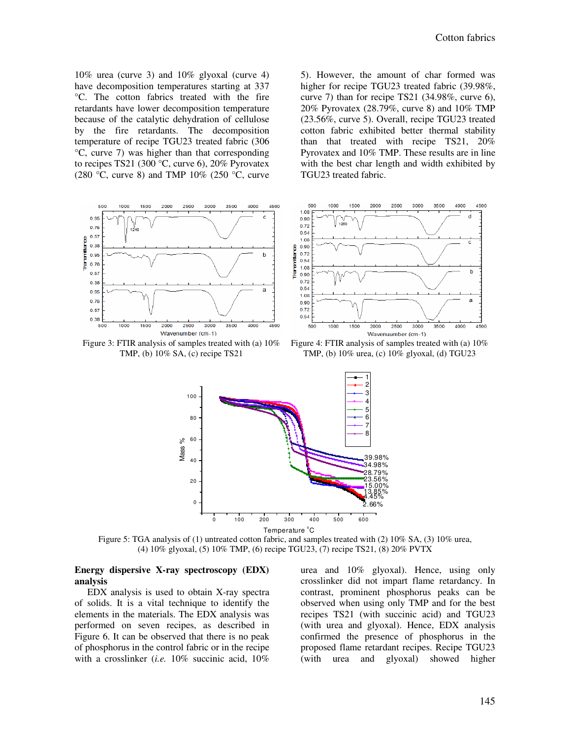10% urea (curve 3) and 10% glyoxal (curve 4) have decomposition temperatures starting at 337 °C. The cotton fabrics treated with the fire retardants have lower decomposition temperature because of the catalytic dehydration of cellulose by the fire retardants. The decomposition temperature of recipe TGU23 treated fabric (306 °C, curve 7) was higher than that corresponding to recipes TS21 (300 °C, curve 6), 20% Pyrovatex (280 °C, curve 8) and TMP 10% (250 °C, curve 5). However, the amount of char formed was higher for recipe TGU23 treated fabric (39.98%, curve 7) than for recipe TS21 (34.98%, curve 6), 20% Pyrovatex (28.79%, curve 8) and 10% TMP (23.56%, curve 5). Overall, recipe TGU23 treated cotton fabric exhibited better thermal stability than that treated with recipe TS21, 20% Pyrovatex and 10% TMP. These results are in line with the best char length and width exhibited by TGU23 treated fabric.

Figure 3: FTIR analysis of samples treated with (a) 10% TMP, (b) 10% SA, (c) recipe TS21

Figure 4: FTIR analysis of samples treated with (a) 10% TMP, (b) 10% urea, (c) 10% glyoxal, (d) TGU23

Figure 5: TGA analysis of (1) untreated cotton fabric, and samples treated with (2) 10% SA, (3) 10% urea, (4) 10% glyoxal, (5) 10% TMP, (6) recipe TGU23, (7) recipe TS21, (8) 20% PVTX

**Energy dispersive X-ray spectroscopy (EDX) analysis**

EDX analysis is used to obtain X-ray spectra of solids. It is a vital technique to identify the elements in the materials. The EDX analysis was performed on seven recipes, as described in Figure 6. It can be observed that there is no peak of phosphorus in the control fabric or in the recipe with a crosslinker (*i.e.* 10% succinic acid, 10% urea and 10% glyoxal). Hence, using only crosslinker did not impart flame retardancy. In contrast, prominent phosphorus peaks can be observed when using only TMP and for the best recipes TS21 (with succinic acid) and TGU23 (with urea and glyoxal). Hence, EDX analysis confirmed the presence of phosphorus in the proposed flame retardant recipes. Recipe TGU23 (with urea and glyoxal) showed higher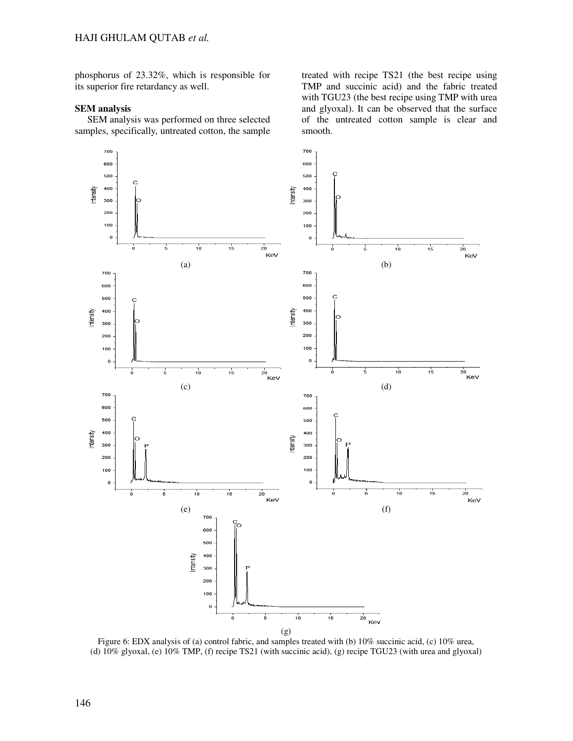phosphorus of 23.32%, which is responsible for its superior fire retardancy as well.

## SEM analysis

SEM analysis was performed on three selected samples, specifically, untreated cotton, the sample treated with recipe TS21 (the best recipe using TMP and succinic acid) and the fabric treated with TGU23 (the best recipe using TMP with urea and glyoxal). It can be observed that the surface of the untreated cotton sample is clear and smooth.

Figure 6: EDX analysis of (a) control fabric, and samples treated with (b) 10% succinic acid, (c) 10% urea, (d) 10% glyoxal, (e) 10% TMP, (f) recipe TS21 (with succinic acid), (g) recipe TGU23 (with urea and glyoxal)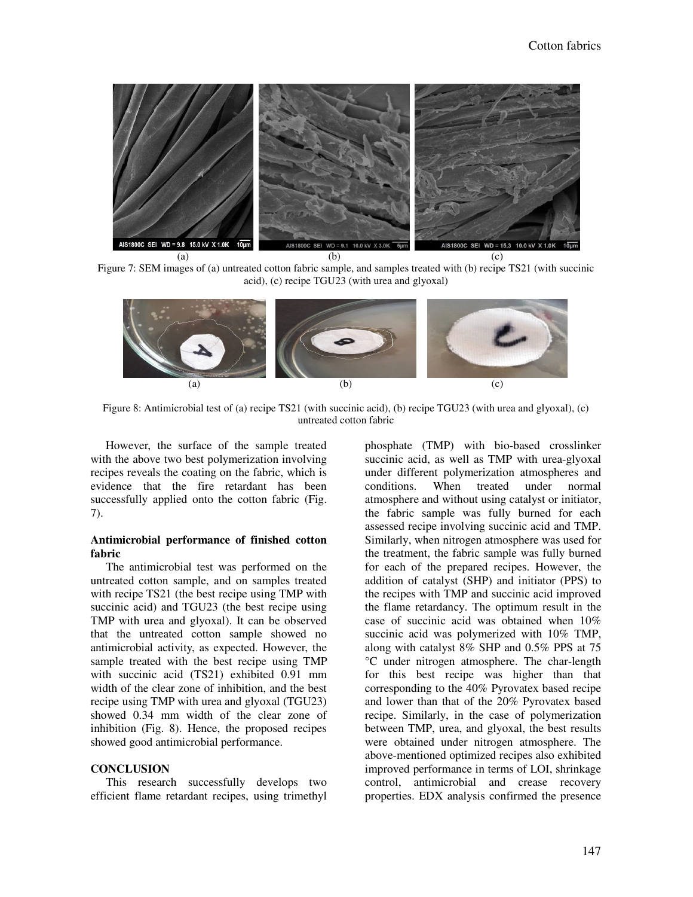Figure 7: SEM images of (a) untreated cotton fabric sample, and samples treated with (b) recipe TS21 (with succinic acid), (c) recipe TGU23 (with urea and glyoxal)

Figure 8: Antimicrobial test of (a) recipe TS21 (with succinic acid), (b) recipe TGU23 (with urea and glyoxal), (c) untreated cotton fabric

However, the surface of the sample treated with the above two best polymerization involving recipes reveals the coating on the fabric, which is evidence that the fire retardant has been successfully applied onto the cotton fabric (Fig. 7).

**Antimicrobial performance of finished cotton fabric**

The antimicrobial test was performed on the untreated cotton sample, and on samples treated with recipe TS21 (the best recipe using TMP with succinic acid) and TGU23 (the best recipe using TMP with urea and glyoxal). It can be observed that the untreated cotton sample showed no antimicrobial activity, as expected. However, the sample treated with the best recipe using TMP with succinic acid (TS21) exhibited 0.91 mm width of the clear zone of inhibition, and the best recipe using TMP with urea and glyoxal (TGU23) showed 0.34 mm width of the clear zone of inhibition (Fig. 8). Hence, the proposed recipes showed good antimicrobial performance.

## CONCLUSION

This research successfully develops two efficient flame retardant recipes, using trimethyl phosphate (TMP) with bio-based crosslinker succinic acid, as well as TMP with urea-glyoxal under different polymerization atmospheres and conditions. When treated under normal atmosphere and without using catalyst or initiator, the fabric sample was fully burned for each assessed recipe involving succinic acid and TMP. Similarly, when nitrogen atmosphere was used for the treatment, the fabric sample was fully burned for each of the prepared recipes. However, the addition of catalyst (SHP) and initiator (PPS) to the recipes with TMP and succinic acid improved the flame retardancy. The optimum result in the case of succinic acid was obtained when 10% succinic acid was polymerized with 10% TMP, along with catalyst 8% SHP and 0.5% PPS at 75 °C under nitrogen atmosphere. The char-length for this best recipe was higher than that corresponding to the 40% Pyrovatex based recipe and lower than that of the 20% Pyrovatex based recipe. Similarly, in the case of polymerization between TMP, urea, and glyoxal, the best results were obtained under nitrogen atmosphere. The above-mentioned optimized recipes also exhibited improved performance in terms of LOI, shrinkage control, antimicrobial and crease recovery properties. EDX analysis confirmed the presence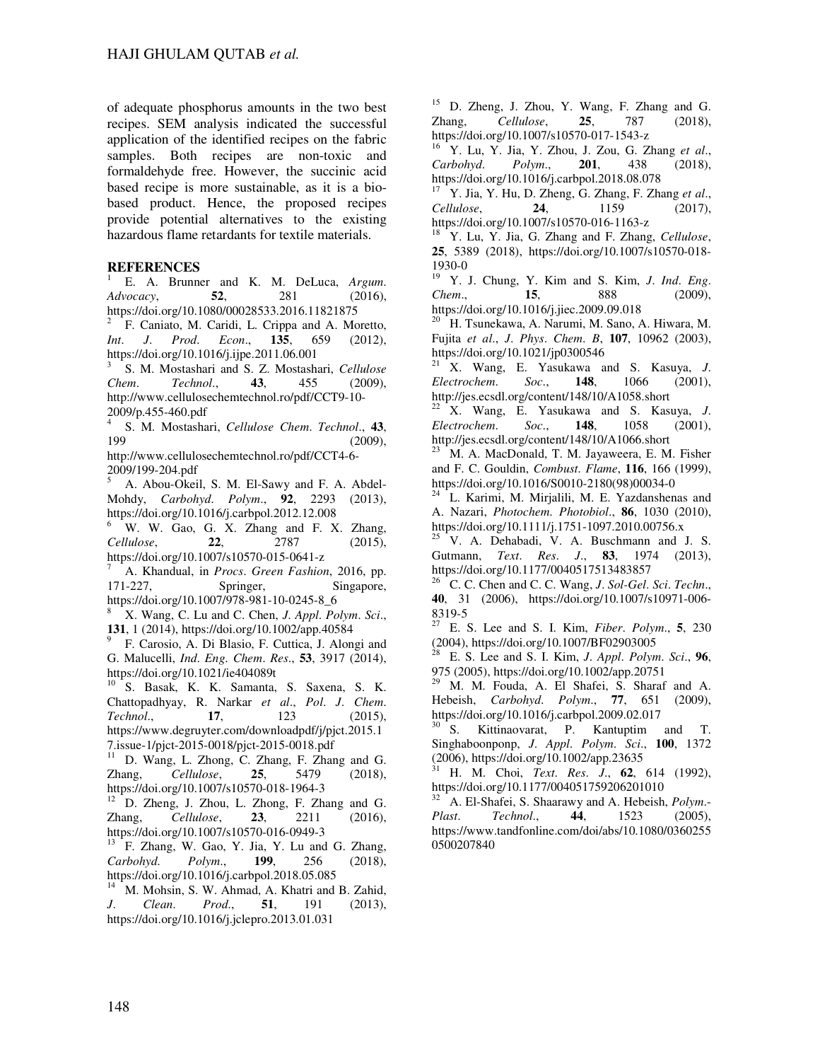of adequate phosphorus amounts in the two best recipes. SEM analysis indicated the successful application of the identified recipes on the fabric samples. Both recipes are non-toxic and formaldehyde free. However, the succinic acid based recipe is more sustainable, as it is a bio-based product. Hence, the proposed recipes provide potential alternatives to the existing hazardous flame retardants for textile materials.

## REFERENCES

[1] E. A. Brunner and K. M. DeLuca, *Argum. Advocacy*, **52**, 281 (2016), https://doi.org/10.1080/00028533.2016.11821875

[2] F. Caniato, M. Caridi, L. Crippa and A. Moretto, *Int. J. Prod. Econ.*, **135**, 659 (2012), https://doi.org/10.1016/j.ijpe.2011.06.001

[3] S. M. Mostashari and S. Z. Mostashari, *Cellulose Chem. Technol.*, **43**, 455 (2009), http://www.cellulosechemtechnol.ro/pdf/CCT9-10-2009/p.455-460.pdf

[4] S. M. Mostashari, *Cellulose Chem. Technol.*, **43**, 199 (2009), http://www.cellulosechemtechnol.ro/pdf/CCT4-6-2009/199-204.pdf

[5] A. Abou-Okeil, S. M. El-Sawy and F. A. Abdel-Mohdy, *Carbohyd. Polym.*, **92**, 2293 (2013), https://doi.org/10.1016/j.carbpol.2012.12.008

[6] W. W. Gao, G. X. Zhang and F. X. Zhang, *Cellulose*, **22**, 2787 (2015), https://doi.org/10.1007/s10570-015-0641-z

[7] A. Khandual, in *Procs. Green Fashion*, 2016, pp. 171-227, Springer, Singapore, https://doi.org/10.1007/978-981-10-0245-8_6

[8] X. Wang, C. Lu and C. Chen, *J. Appl. Polym. Sci.*, **131**, 1 (2014), https://doi.org/10.1002/app.40584

[9] F. Carosio, A. Di Blasio, F. Cuttica, J. Alongi and G. Malucelli, *Ind. Eng. Chem. Res.*, **53**, 3917 (2014), https://doi.org/10.1021/ie404089t

[10] S. Basak, K. K. Samanta, S. Saxena, S. K. Chattopadhyay, R. Narkar *et al.*, *Pol. J. Chem. Technol.*, **17**, 123 (2015), https://www.degruyter.com/downloadpdf/j/pjct.2015.17.issue-1/pjct-2015-0018/pjct-2015-0018.pdf

[11] D. Wang, L. Zhong, C. Zhang, F. Zhang and G. Zhang, *Cellulose*, **25**, 5479 (2018), https://doi.org/10.1007/s10570-018-1964-3

[12] D. Zheng, J. Zhou, L. Zhong, F. Zhang and G. Zhang, *Cellulose*, **23**, 2211 (2016), https://doi.org/10.1007/s10570-016-0949-3

[13] F. Zhang, W. Gao, Y. Jia, Y. Lu and G. Zhang, *Carbohyd. Polym.*, **199**, 256 (2018), https://doi.org/10.1016/j.carbpol.2018.05.085

[14] M. Mohsin, S. W. Ahmad, A. Khatri and B. Zahid, *J. Clean. Prod.*, **51**, 191 (2013), https://doi.org/10.1016/j.jclepro.2013.01.031

[15] D. Zheng, J. Zhou, Y. Wang, F. Zhang and G. Zhang, *Cellulose*, **25**, 787 (2018), https://doi.org/10.1007/s10570-017-1543-z

[16] Y. Lu, Y. Jia, Y. Zhou, J. Zou, G. Zhang *et al.*, *Carbohyd. Polym.*, **201**, 438 (2018), https://doi.org/10.1016/j.carbpol.2018.08.078

[17] Y. Jia, Y. Hu, D. Zheng, G. Zhang, F. Zhang *et al.*, *Cellulose*, **24**, 1159 (2017), https://doi.org/10.1007/s10570-016-1163-z

[18] Y. Lu, Y. Jia, G. Zhang and F. Zhang, *Cellulose*, **25**, 5389 (2018), https://doi.org/10.1007/s10570-018-1930-0

[19] Y. J. Chung, Y. Kim and S. Kim, *J. Ind. Eng. Chem.*, **15**, 888 (2009), https://doi.org/10.1016/j.jiec.2009.09.018

[20] H. Tsunekawa, A. Narumi, M. Sano, A. Hiwara, M. Fujita *et al.*, *J. Phys. Chem. B*, **107**, 10962 (2003), https://doi.org/10.1021/jp0300546

[21] X. Wang, E. Yasukawa and S. Kasuya, *J. Electrochem. Soc.*, **148**, 1066 (2001), http://jes.ecsdl.org/content/148/10/A1058.short

[22] X. Wang, E. Yasukawa and S. Kasuya, *J. Electrochem. Soc.*, **148**, 1058 (2001), http://jes.ecsdl.org/content/148/10/A1066.short

[23] M. A. MacDonald, T. M. Jayaweera, E. M. Fisher and F. C. Gouldin, *Combust. Flame*, **116**, 166 (1999), https://doi.org/10.1016/S0010-2180(98)00034-0

[24] L. Karimi, M. Mirjalili, M. E. Yazdanshenas and A. Nazari, *Photochem. Photobiol.*, **86**, 1030 (2010), https://doi.org/10.1111/j.1751-1097.2010.00756.x

[25] V. A. Dehabadi, V. A. Buschmann and J. S. Gutmann, *Text. Res. J.*, **83**, 1974 (2013), https://doi.org/10.1177/0040517513483857

[26] C. C. Chen and C. C. Wang, *J. Sol-Gel. Sci. Techn.*, **40**, 31 (2006), https://doi.org/10.1007/s10971-006-8319-5

[27] E. S. Lee and S. I. Kim, *Fiber. Polym.*, **5**, 230 (2004), https://doi.org/10.1007/BF02903005

[28] E. S. Lee and S. I. Kim, *J. Appl. Polym. Sci.*, **96**, 975 (2005), https://doi.org/10.1002/app.20751

[29] M. M. Fouda, A. El Shafei, S. Sharaf and A. Hebeish, *Carbohyd. Polym.*, **77**, 651 (2009), https://doi.org/10.1016/j.carbpol.2009.02.017

[30] S. Kittinaovarat, P. Kantuptim and T. Singhaboonponp, *J. Appl. Polym. Sci.*, **100**, 1372 (2006), https://doi.org/10.1002/app.23635

[31] H. M. Choi, *Text. Res. J.*, **62**, 614 (1992), https://doi.org/10.1177/004051759206201010

[32] A. El-Shafei, S. Shaarawy and A. Hebeish, *Polym.-Plast. Technol.*, **44**, 1523 (2005), https://www.tandfonline.com/doi/abs/10.1080/03602550500207840